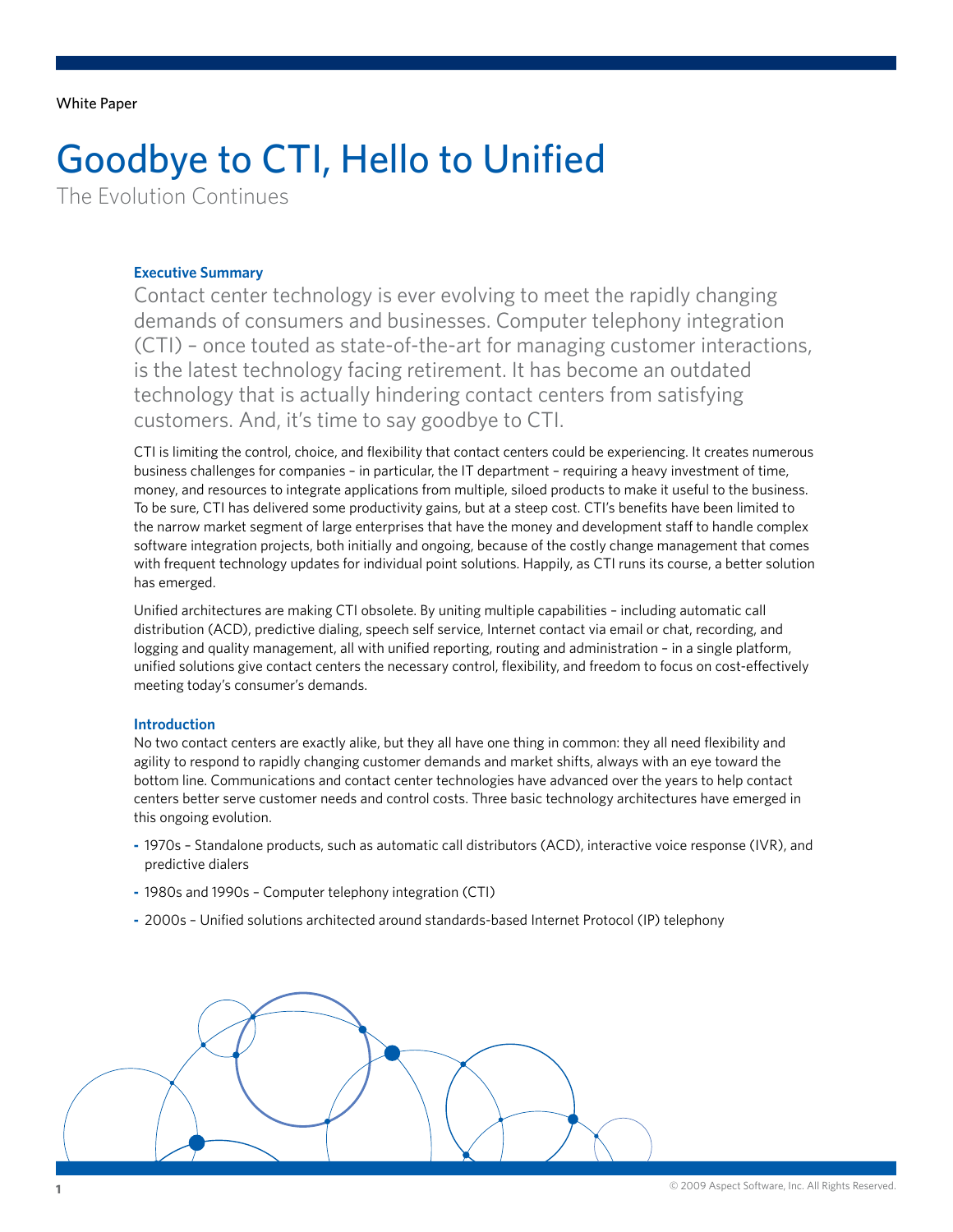White Paper

# Goodbye to CTI, Hello to Unified

The Evolution Continues

### Executive Summary

Contact center technology is ever evolving to meet the rapidly changing demands of consumers and businesses. Computer telephony integration (CTI) – once touted as state-of-the-art for managing customer interactions, is the latest technology facing retirement. It has become an outdated technology that is actually hindering contact centers from satisfying customers. And, it's time to say goodbye to CTI.

CTI is limiting the control, choice, and flexibility that contact centers could be experiencing. It creates numerous business challenges for companies – in particular, the IT department – requiring a heavy investment of time, money, and resources to integrate applications from multiple, siloed products to make it useful to the business. To be sure, CTI has delivered some productivity gains, but at a steep cost. CTI's benefits have been limited to the narrow market segment of large enterprises that have the money and development staff to handle complex software integration projects, both initially and ongoing, because of the costly change management that comes with frequent technology updates for individual point solutions. Happily, as CTI runs its course, a better solution has emerged.

Unified architectures are making CTI obsolete. By uniting multiple capabilities – including automatic call distribution (ACD), predictive dialing, speech self service, Internet contact via email or chat, recording, and logging and quality management, all with unified reporting, routing and administration – in a single platform, unified solutions give contact centers the necessary control, flexibility, and freedom to focus on cost-effectively meeting today's consumer's demands.

### Introduction

No two contact centers are exactly alike, but they all have one thing in common: they all need flexibility and agility to respond to rapidly changing customer demands and market shifts, always with an eye toward the bottom line. Communications and contact center technologies have advanced over the years to help contact centers better serve customer needs and control costs. Three basic technology architectures have emerged in this ongoing evolution.

- 1970s – Standalone products, such as automatic call distributors (ACD), interactive voice response (IVR), and predictive dialers
- 1980s and 1990s – Computer telephony integration (CTI)
- 2000s – Unified solutions architected around standards-based Internet Protocol (IP) telephony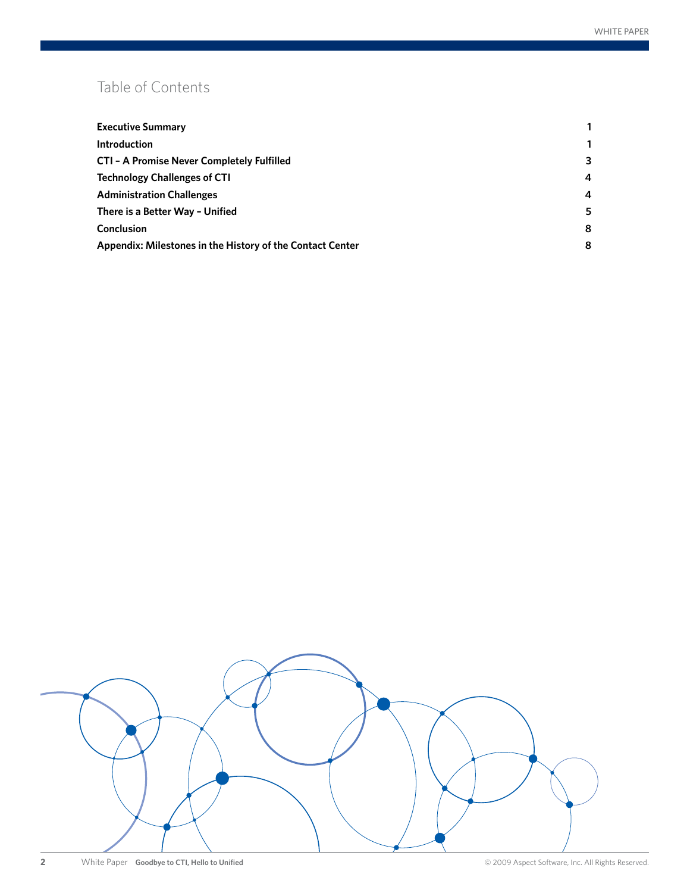# Table of Contents

| | |
|---|---|
| **Executive Summary** | **1** |
| **Introduction** | **1** |
| **CTI – A Promise Never Completely Fulfilled** | **3** |
| **Technology Challenges of CTI** | **4** |
| **Administration Challenges** | **4** |
| **There is a Better Way – Unified** | **5** |
| **Conclusion** | **8** |
| **Appendix: Milestones in the History of the Contact Center** | **8** |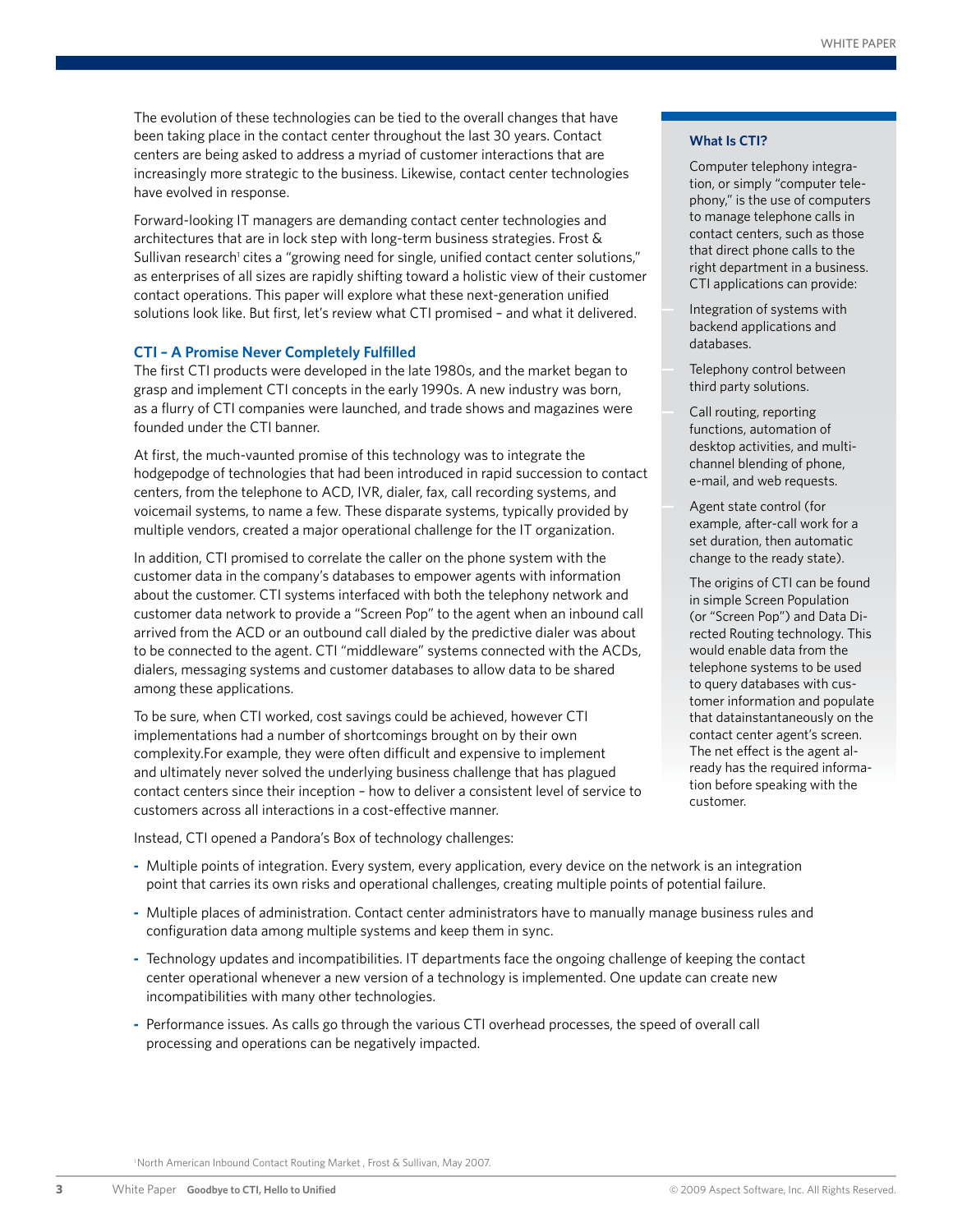The evolution of these technologies can be tied to the overall changes that have been taking place in the contact center throughout the last 30 years. Contact centers are being asked to address a myriad of customer interactions that are increasingly more strategic to the business. Likewise, contact center technologies have evolved in response.

Forward-looking IT managers are demanding contact center technologies and architectures that are in lock step with long-term business strategies. Frost & Sullivan research[1] cites a "growing need for single, unified contact center solutions," as enterprises of all sizes are rapidly shifting toward a holistic view of their customer contact operations. This paper will explore what these next-generation unified solutions look like. But first, let's review what CTI promised – and what it delivered.

### CTI – A Promise Never Completely Fulfilled

The first CTI products were developed in the late 1980s, and the market began to grasp and implement CTI concepts in the early 1990s. A new industry was born, as a flurry of CTI companies were launched, and trade shows and magazines were founded under the CTI banner.

At first, the much-vaunted promise of this technology was to integrate the hodgepodge of technologies that had been introduced in rapid succession to contact centers, from the telephone to ACD, IVR, dialer, fax, call recording systems, and voicemail systems, to name a few. These disparate systems, typically provided by multiple vendors, created a major operational challenge for the IT organization.

In addition, CTI promised to correlate the caller on the phone system with the customer data in the company's databases to empower agents with information about the customer. CTI systems interfaced with both the telephony network and customer data network to provide a "Screen Pop" to the agent when an inbound call arrived from the ACD or an outbound call dialed by the predictive dialer was about to be connected to the agent. CTI "middleware" systems connected with the ACDs, dialers, messaging systems and customer databases to allow data to be shared among these applications.

To be sure, when CTI worked, cost savings could be achieved, however CTI implementations had a number of shortcomings brought on by their own complexity.For example, they were often difficult and expensive to implement and ultimately never solved the underlying business challenge that has plagued contact centers since their inception – how to deliver a consistent level of service to customers across all interactions in a cost-effective manner.

Instead, CTI opened a Pandora's Box of technology challenges:

- Multiple points of integration. Every system, every application, every device on the network is an integration point that carries its own risks and operational challenges, creating multiple points of potential failure.
- Multiple places of administration. Contact center administrators have to manually manage business rules and configuration data among multiple systems and keep them in sync.
- Technology updates and incompatibilities. IT departments face the ongoing challenge of keeping the contact center operational whenever a new version of a technology is implemented. One update can create new incompatibilities with many other technologies.
- Performance issues. As calls go through the various CTI overhead processes, the speed of overall call processing and operations can be negatively impacted.

### What Is CTI?

Computer telephony integration, or simply "computer telephony," is the use of computers to manage telephone calls in contact centers, such as those that direct phone calls to the right department in a business. CTI applications can provide:

- Integration of systems with backend applications and databases.
- Telephony control between third party solutions.
- Call routing, reporting functions, automation of desktop activities, and multi-channel blending of phone, e-mail, and web requests.
- Agent state control (for example, after-call work for a set duration, then automatic change to the ready state).

The origins of CTI can be found in simple Screen Population (or "Screen Pop") and Data Directed Routing technology. This would enable data from the telephone systems to be used to query databases with customer information and populate that datainstantaneously on the contact center agent's screen. The net effect is the agent already has the required information before speaking with the customer.

[1] North American Inbound Contact Routing Market , Frost & Sullivan, May 2007.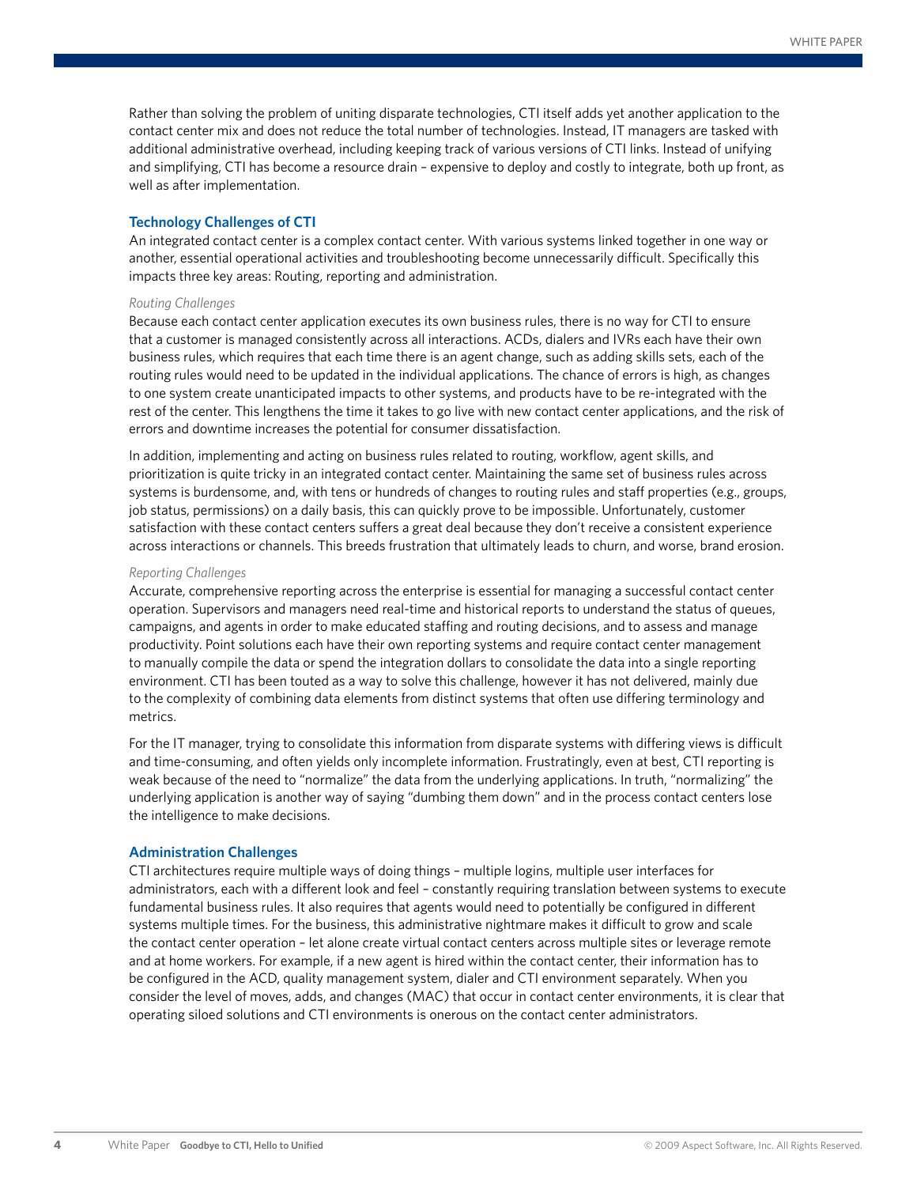Rather than solving the problem of uniting disparate technologies, CTI itself adds yet another application to the contact center mix and does not reduce the total number of technologies. Instead, IT managers are tasked with additional administrative overhead, including keeping track of various versions of CTI links. Instead of unifying and simplifying, CTI has become a resource drain – expensive to deploy and costly to integrate, both up front, as well as after implementation.

## Technology Challenges of CTI

An integrated contact center is a complex contact center. With various systems linked together in one way or another, essential operational activities and troubleshooting become unnecessarily difficult. Specifically this impacts three key areas: Routing, reporting and administration.

*Routing Challenges*

Because each contact center application executes its own business rules, there is no way for CTI to ensure that a customer is managed consistently across all interactions. ACDs, dialers and IVRs each have their own business rules, which requires that each time there is an agent change, such as adding skills sets, each of the routing rules would need to be updated in the individual applications. The chance of errors is high, as changes to one system create unanticipated impacts to other systems, and products have to be re-integrated with the rest of the center. This lengthens the time it takes to go live with new contact center applications, and the risk of errors and downtime increases the potential for consumer dissatisfaction.

In addition, implementing and acting on business rules related to routing, workflow, agent skills, and prioritization is quite tricky in an integrated contact center. Maintaining the same set of business rules across systems is burdensome, and, with tens or hundreds of changes to routing rules and staff properties (e.g., groups, job status, permissions) on a daily basis, this can quickly prove to be impossible. Unfortunately, customer satisfaction with these contact centers suffers a great deal because they don't receive a consistent experience across interactions or channels. This breeds frustration that ultimately leads to churn, and worse, brand erosion.

*Reporting Challenges*

Accurate, comprehensive reporting across the enterprise is essential for managing a successful contact center operation. Supervisors and managers need real-time and historical reports to understand the status of queues, campaigns, and agents in order to make educated staffing and routing decisions, and to assess and manage productivity. Point solutions each have their own reporting systems and require contact center management to manually compile the data or spend the integration dollars to consolidate the data into a single reporting environment. CTI has been touted as a way to solve this challenge, however it has not delivered, mainly due to the complexity of combining data elements from distinct systems that often use differing terminology and metrics.

For the IT manager, trying to consolidate this information from disparate systems with differing views is difficult and time-consuming, and often yields only incomplete information. Frustratingly, even at best, CTI reporting is weak because of the need to "normalize" the data from the underlying applications. In truth, "normalizing" the underlying application is another way of saying "dumbing them down" and in the process contact centers lose the intelligence to make decisions.

## Administration Challenges

CTI architectures require multiple ways of doing things – multiple logins, multiple user interfaces for administrators, each with a different look and feel – constantly requiring translation between systems to execute fundamental business rules. It also requires that agents would need to potentially be configured in different systems multiple times. For the business, this administrative nightmare makes it difficult to grow and scale the contact center operation – let alone create virtual contact centers across multiple sites or leverage remote and at home workers. For example, if a new agent is hired within the contact center, their information has to be configured in the ACD, quality management system, dialer and CTI environment separately. When you consider the level of moves, adds, and changes (MAC) that occur in contact center environments, it is clear that operating siloed solutions and CTI environments is onerous on the contact center administrators.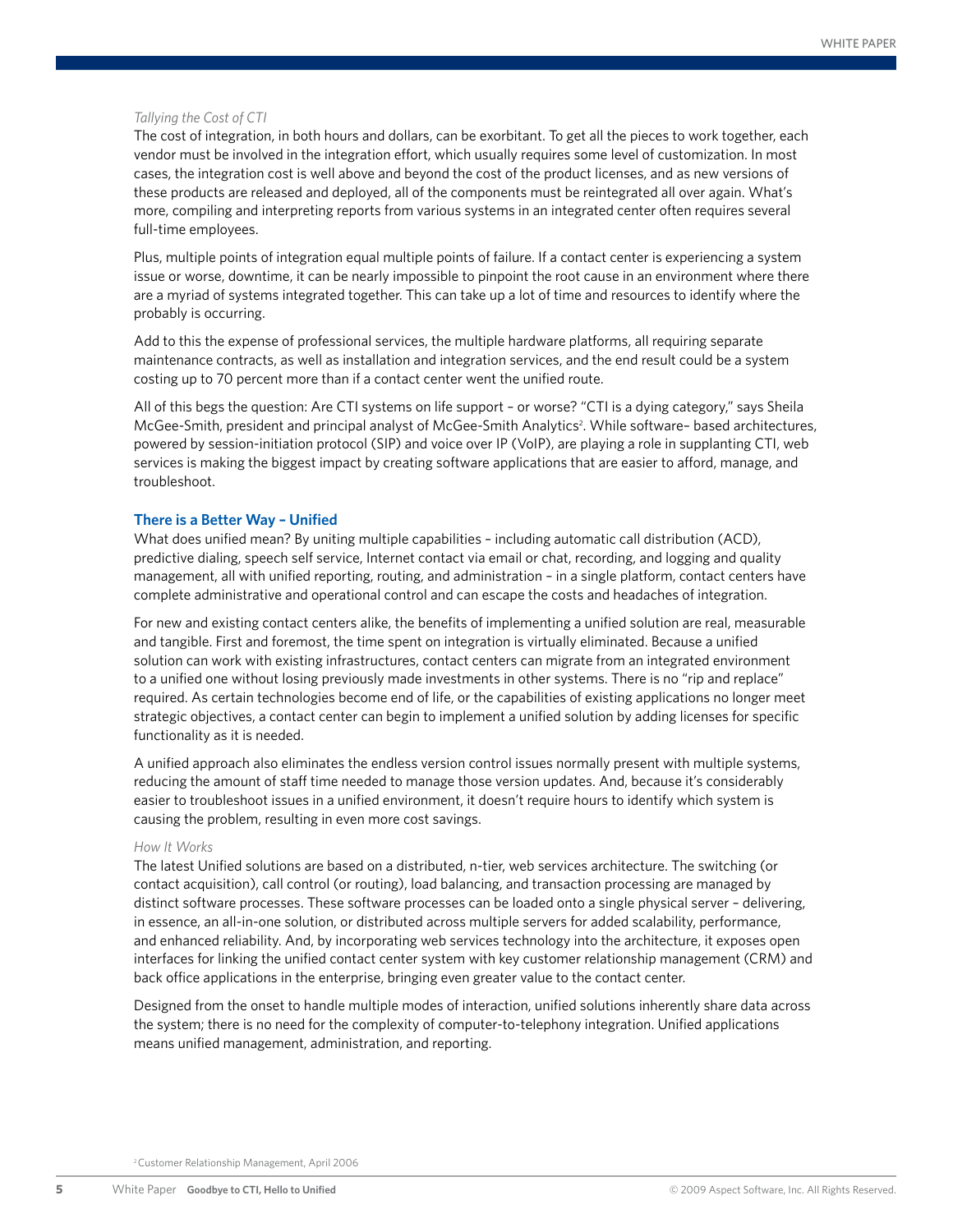*Tallying the Cost of CTI*

The cost of integration, in both hours and dollars, can be exorbitant. To get all the pieces to work together, each vendor must be involved in the integration effort, which usually requires some level of customization. In most cases, the integration cost is well above and beyond the cost of the product licenses, and as new versions of these products are released and deployed, all of the components must be reintegrated all over again. What's more, compiling and interpreting reports from various systems in an integrated center often requires several full-time employees.

Plus, multiple points of integration equal multiple points of failure. If a contact center is experiencing a system issue or worse, downtime, it can be nearly impossible to pinpoint the root cause in an environment where there are a myriad of systems integrated together. This can take up a lot of time and resources to identify where the probably is occurring.

Add to this the expense of professional services, the multiple hardware platforms, all requiring separate maintenance contracts, as well as installation and integration services, and the end result could be a system costing up to 70 percent more than if a contact center went the unified route.

All of this begs the question: Are CTI systems on life support – or worse? "CTI is a dying category," says Sheila McGee-Smith, president and principal analyst of McGee-Smith Analytics[2]. While software– based architectures, powered by session-initiation protocol (SIP) and voice over IP (VoIP), are playing a role in supplanting CTI, web services is making the biggest impact by creating software applications that are easier to afford, manage, and troubleshoot.

## There is a Better Way – Unified

What does unified mean? By uniting multiple capabilities – including automatic call distribution (ACD), predictive dialing, speech self service, Internet contact via email or chat, recording, and logging and quality management, all with unified reporting, routing, and administration – in a single platform, contact centers have complete administrative and operational control and can escape the costs and headaches of integration.

For new and existing contact centers alike, the benefits of implementing a unified solution are real, measurable and tangible. First and foremost, the time spent on integration is virtually eliminated. Because a unified solution can work with existing infrastructures, contact centers can migrate from an integrated environment to a unified one without losing previously made investments in other systems. There is no "rip and replace" required. As certain technologies become end of life, or the capabilities of existing applications no longer meet strategic objectives, a contact center can begin to implement a unified solution by adding licenses for specific functionality as it is needed.

A unified approach also eliminates the endless version control issues normally present with multiple systems, reducing the amount of staff time needed to manage those version updates. And, because it's considerably easier to troubleshoot issues in a unified environment, it doesn't require hours to identify which system is causing the problem, resulting in even more cost savings.

*How It Works*

The latest Unified solutions are based on a distributed, n-tier, web services architecture. The switching (or contact acquisition), call control (or routing), load balancing, and transaction processing are managed by distinct software processes. These software processes can be loaded onto a single physical server – delivering, in essence, an all-in-one solution, or distributed across multiple servers for added scalability, performance, and enhanced reliability. And, by incorporating web services technology into the architecture, it exposes open interfaces for linking the unified contact center system with key customer relationship management (CRM) and back office applications in the enterprise, bringing even greater value to the contact center.

Designed from the onset to handle multiple modes of interaction, unified solutions inherently share data across the system; there is no need for the complexity of computer-to-telephony integration. Unified applications means unified management, administration, and reporting.

[2] Customer Relationship Management, April 2006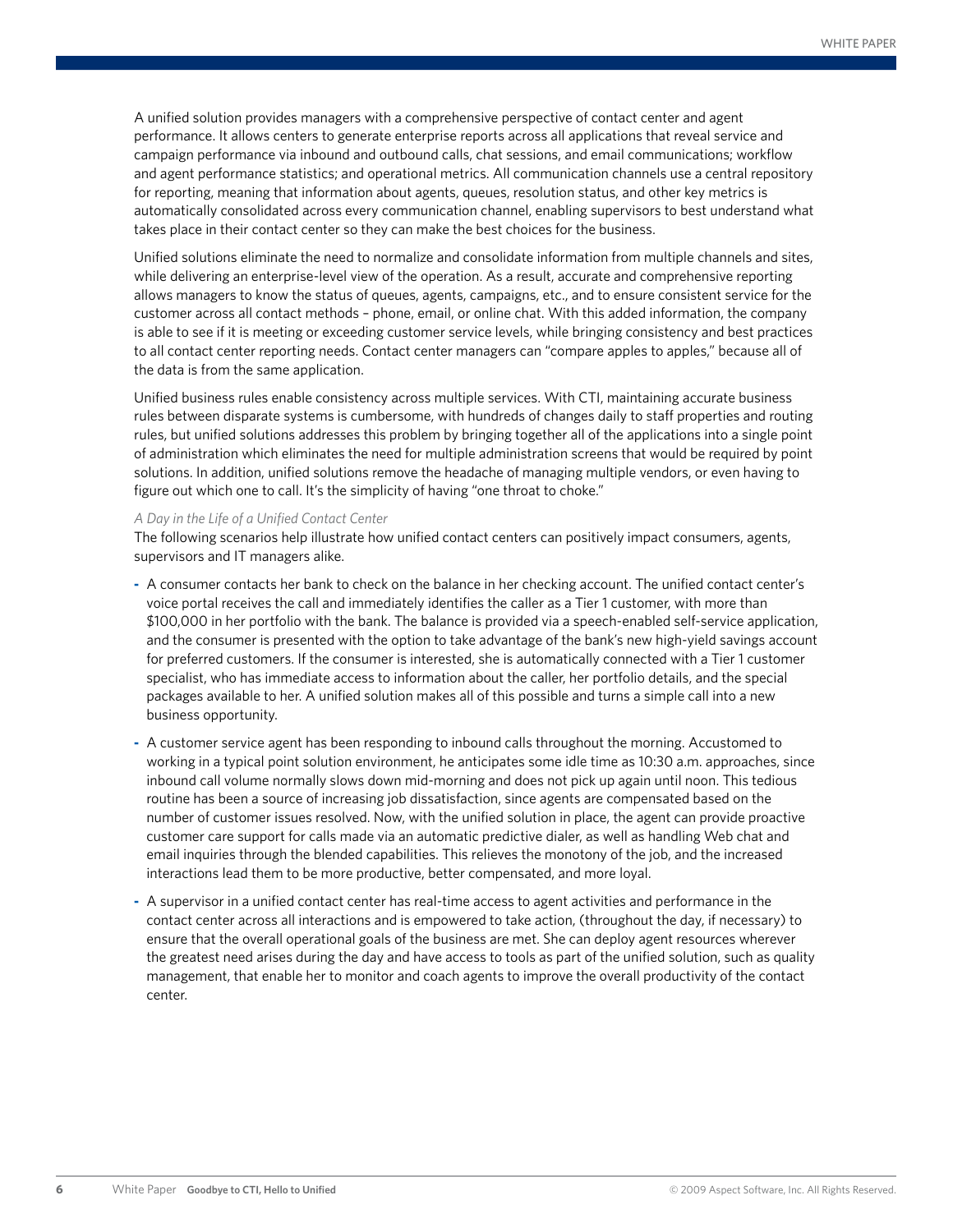A unified solution provides managers with a comprehensive perspective of contact center and agent performance. It allows centers to generate enterprise reports across all applications that reveal service and campaign performance via inbound and outbound calls, chat sessions, and email communications; workflow and agent performance statistics; and operational metrics. All communication channels use a central repository for reporting, meaning that information about agents, queues, resolution status, and other key metrics is automatically consolidated across every communication channel, enabling supervisors to best understand what takes place in their contact center so they can make the best choices for the business.

Unified solutions eliminate the need to normalize and consolidate information from multiple channels and sites, while delivering an enterprise-level view of the operation. As a result, accurate and comprehensive reporting allows managers to know the status of queues, agents, campaigns, etc., and to ensure consistent service for the customer across all contact methods – phone, email, or online chat. With this added information, the company is able to see if it is meeting or exceeding customer service levels, while bringing consistency and best practices to all contact center reporting needs. Contact center managers can "compare apples to apples," because all of the data is from the same application.

Unified business rules enable consistency across multiple services. With CTI, maintaining accurate business rules between disparate systems is cumbersome, with hundreds of changes daily to staff properties and routing rules, but unified solutions addresses this problem by bringing together all of the applications into a single point of administration which eliminates the need for multiple administration screens that would be required by point solutions. In addition, unified solutions remove the headache of managing multiple vendors, or even having to figure out which one to call. It's the simplicity of having "one throat to choke."

*A Day in the Life of a Unified Contact Center*

The following scenarios help illustrate how unified contact centers can positively impact consumers, agents, supervisors and IT managers alike.

- A consumer contacts her bank to check on the balance in her checking account. The unified contact center's voice portal receives the call and immediately identifies the caller as a Tier 1 customer, with more than $100,000 in her portfolio with the bank. The balance is provided via a speech-enabled self-service application, and the consumer is presented with the option to take advantage of the bank's new high-yield savings account for preferred customers. If the consumer is interested, she is automatically connected with a Tier 1 customer specialist, who has immediate access to information about the caller, her portfolio details, and the special packages available to her. A unified solution makes all of this possible and turns a simple call into a new business opportunity.
- A customer service agent has been responding to inbound calls throughout the morning. Accustomed to working in a typical point solution environment, he anticipates some idle time as 10:30 a.m. approaches, since inbound call volume normally slows down mid-morning and does not pick up again until noon. This tedious routine has been a source of increasing job dissatisfaction, since agents are compensated based on the number of customer issues resolved. Now, with the unified solution in place, the agent can provide proactive customer care support for calls made via an automatic predictive dialer, as well as handling Web chat and email inquiries through the blended capabilities. This relieves the monotony of the job, and the increased interactions lead them to be more productive, better compensated, and more loyal.
- A supervisor in a unified contact center has real-time access to agent activities and performance in the contact center across all interactions and is empowered to take action, (throughout the day, if necessary) to ensure that the overall operational goals of the business are met. She can deploy agent resources wherever the greatest need arises during the day and have access to tools as part of the unified solution, such as quality management, that enable her to monitor and coach agents to improve the overall productivity of the contact center.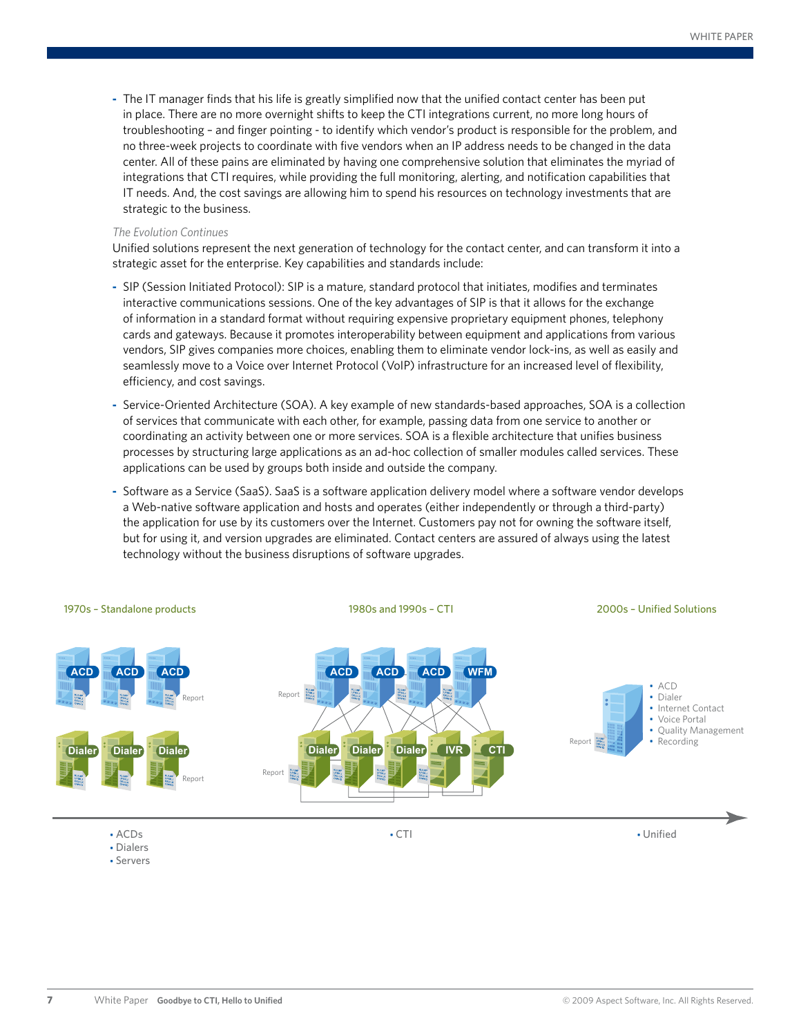- The IT manager finds that his life is greatly simplified now that the unified contact center has been put in place. There are no more overnight shifts to keep the CTI integrations current, no more long hours of troubleshooting – and finger pointing - to identify which vendor's product is responsible for the problem, and no three-week projects to coordinate with five vendors when an IP address needs to be changed in the data center. All of these pains are eliminated by having one comprehensive solution that eliminates the myriad of integrations that CTI requires, while providing the full monitoring, alerting, and notification capabilities that IT needs. And, the cost savings are allowing him to spend his resources on technology investments that are strategic to the business.

*The Evolution Continues*

Unified solutions represent the next generation of technology for the contact center, and can transform it into a strategic asset for the enterprise. Key capabilities and standards include:

- SIP (Session Initiated Protocol): SIP is a mature, standard protocol that initiates, modifies and terminates interactive communications sessions. One of the key advantages of SIP is that it allows for the exchange of information in a standard format without requiring expensive proprietary equipment phones, telephony cards and gateways. Because it promotes interoperability between equipment and applications from various vendors, SIP gives companies more choices, enabling them to eliminate vendor lock-ins, as well as easily and seamlessly move to a Voice over Internet Protocol (VoIP) infrastructure for an increased level of flexibility, efficiency, and cost savings.
- Service-Oriented Architecture (SOA). A key example of new standards-based approaches, SOA is a collection of services that communicate with each other, for example, passing data from one service to another or coordinating an activity between one or more services. SOA is a flexible architecture that unifies business processes by structuring large applications as an ad-hoc collection of smaller modules called services. These applications can be used by groups both inside and outside the company.
- Software as a Service (SaaS). SaaS is a software application delivery model where a software vendor develops a Web-native software application and hosts and operates (either independently or through a third-party) the application for use by its customers over the Internet. Customers pay not for owning the software itself, but for using it, and version upgrades are eliminated. Contact centers are assured of always using the latest technology without the business disruptions of software upgrades.

1970s – Standalone products | 1980s and 1990s – CTI | 2000s – Unified Solutions

ACD, ACD, ACD, Report; Dialer, Dialer, Dialer, Report

Report; ACD, ACD, ACD, WFM; Report; Dialer, Dialer, Dialer, IVR, CTI

Report
- ACD
- Dialer
- Internet Contact
- Voice Portal
- Quality Management
- Recording

- ACDs
- Dialers
- Servers

- CTI

- Unified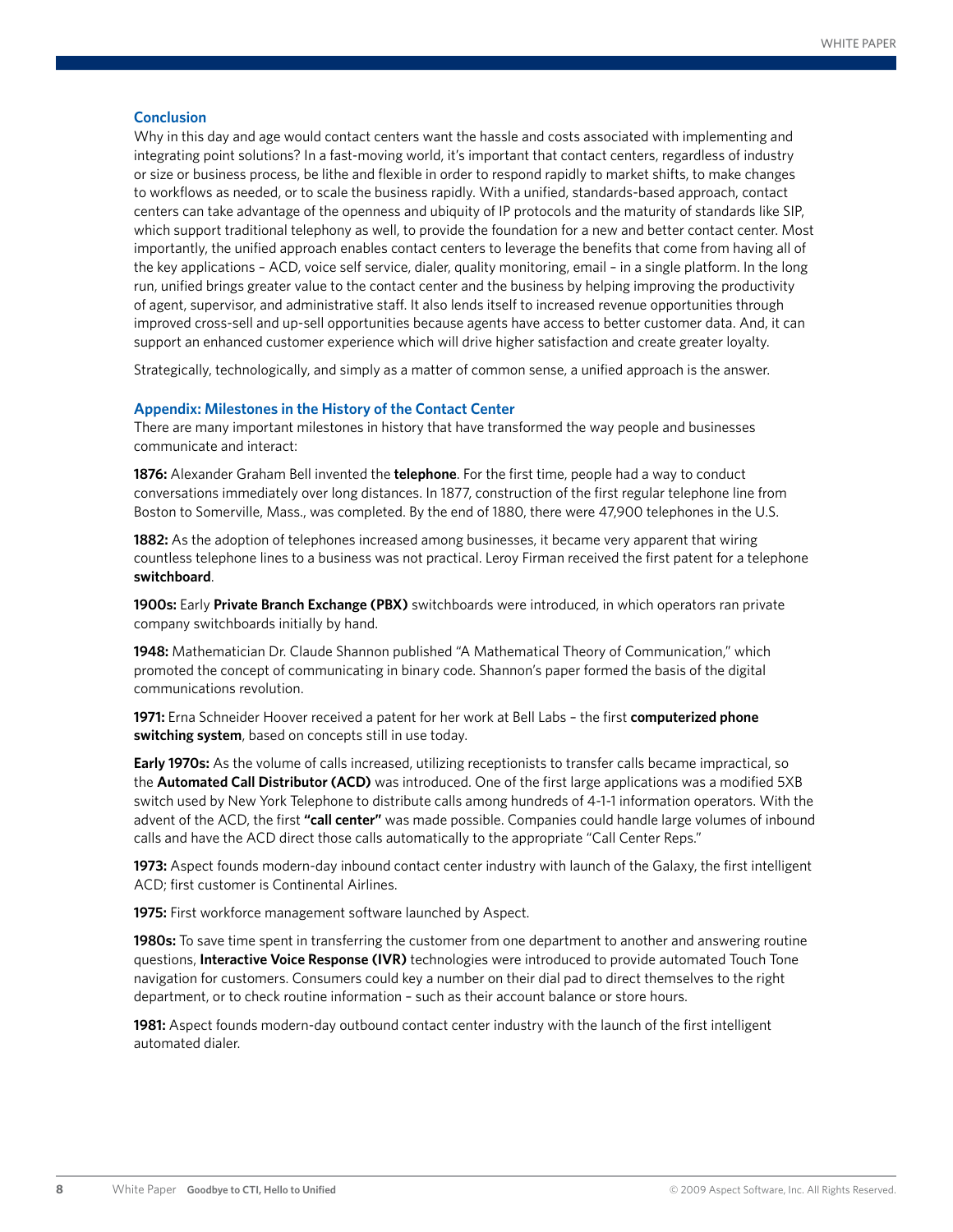## Conclusion

Why in this day and age would contact centers want the hassle and costs associated with implementing and integrating point solutions? In a fast-moving world, it's important that contact centers, regardless of industry or size or business process, be lithe and flexible in order to respond rapidly to market shifts, to make changes to workflows as needed, or to scale the business rapidly. With a unified, standards-based approach, contact centers can take advantage of the openness and ubiquity of IP protocols and the maturity of standards like SIP, which support traditional telephony as well, to provide the foundation for a new and better contact center. Most importantly, the unified approach enables contact centers to leverage the benefits that come from having all of the key applications – ACD, voice self service, dialer, quality monitoring, email – in a single platform. In the long run, unified brings greater value to the contact center and the business by helping improving the productivity of agent, supervisor, and administrative staff. It also lends itself to increased revenue opportunities through improved cross-sell and up-sell opportunities because agents have access to better customer data. And, it can support an enhanced customer experience which will drive higher satisfaction and create greater loyalty.

Strategically, technologically, and simply as a matter of common sense, a unified approach is the answer.

## Appendix: Milestones in the History of the Contact Center

There are many important milestones in history that have transformed the way people and businesses communicate and interact:

**1876:** Alexander Graham Bell invented the **telephone**. For the first time, people had a way to conduct conversations immediately over long distances. In 1877, construction of the first regular telephone line from Boston to Somerville, Mass., was completed. By the end of 1880, there were 47,900 telephones in the U.S.

**1882:** As the adoption of telephones increased among businesses, it became very apparent that wiring countless telephone lines to a business was not practical. Leroy Firman received the first patent for a telephone **switchboard**.

**1900s:** Early **Private Branch Exchange (PBX)** switchboards were introduced, in which operators ran private company switchboards initially by hand.

**1948:** Mathematician Dr. Claude Shannon published "A Mathematical Theory of Communication," which promoted the concept of communicating in binary code. Shannon's paper formed the basis of the digital communications revolution.

**1971:** Erna Schneider Hoover received a patent for her work at Bell Labs – the first **computerized phone switching system**, based on concepts still in use today.

**Early 1970s:** As the volume of calls increased, utilizing receptionists to transfer calls became impractical, so the **Automated Call Distributor (ACD)** was introduced. One of the first large applications was a modified 5XB switch used by New York Telephone to distribute calls among hundreds of 4-1-1 information operators. With the advent of the ACD, the first **"call center"** was made possible. Companies could handle large volumes of inbound calls and have the ACD direct those calls automatically to the appropriate "Call Center Reps."

**1973:** Aspect founds modern-day inbound contact center industry with launch of the Galaxy, the first intelligent ACD; first customer is Continental Airlines.

**1975:** First workforce management software launched by Aspect.

**1980s:** To save time spent in transferring the customer from one department to another and answering routine questions, **Interactive Voice Response (IVR)** technologies were introduced to provide automated Touch Tone navigation for customers. Consumers could key a number on their dial pad to direct themselves to the right department, or to check routine information – such as their account balance or store hours.

**1981:** Aspect founds modern-day outbound contact center industry with the launch of the first intelligent automated dialer.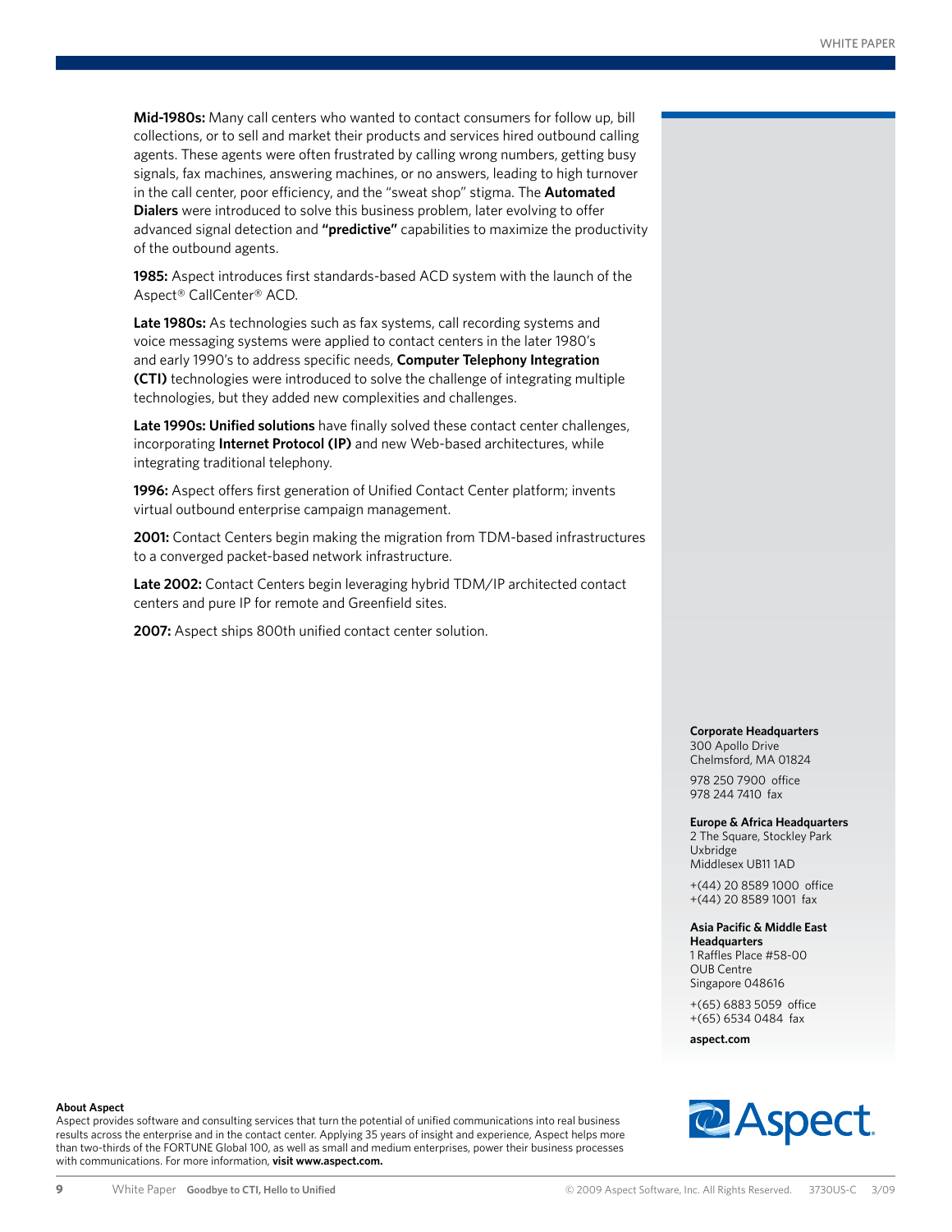**Mid-1980s:** Many call centers who wanted to contact consumers for follow up, bill collections, or to sell and market their products and services hired outbound calling agents. These agents were often frustrated by calling wrong numbers, getting busy signals, fax machines, answering machines, or no answers, leading to high turnover in the call center, poor efficiency, and the "sweat shop" stigma. The **Automated Dialers** were introduced to solve this business problem, later evolving to offer advanced signal detection and **"predictive"** capabilities to maximize the productivity of the outbound agents.

**1985:** Aspect introduces first standards-based ACD system with the launch of the Aspect® CallCenter® ACD.

**Late 1980s:** As technologies such as fax systems, call recording systems and voice messaging systems were applied to contact centers in the later 1980's and early 1990's to address specific needs, **Computer Telephony Integration (CTI)** technologies were introduced to solve the challenge of integrating multiple technologies, but they added new complexities and challenges.

**Late 1990s: Unified solutions** have finally solved these contact center challenges, incorporating **Internet Protocol (IP)** and new Web-based architectures, while integrating traditional telephony.

**1996:** Aspect offers first generation of Unified Contact Center platform; invents virtual outbound enterprise campaign management.

**2001:** Contact Centers begin making the migration from TDM-based infrastructures to a converged packet-based network infrastructure.

**Late 2002:** Contact Centers begin leveraging hybrid TDM/IP architected contact centers and pure IP for remote and Greenfield sites.

**2007:** Aspect ships 800th unified contact center solution.

**Corporate Headquarters**
300 Apollo Drive
Chelmsford, MA 01824

978 250 7900 office
978 244 7410 fax

**Europe & Africa Headquarters**
2 The Square, Stockley Park
Uxbridge
Middlesex UB11 1AD

+(44) 20 8589 1000 office
+(44) 20 8589 1001 fax

**Asia Pacific & Middle East Headquarters**
1 Raffles Place #58-00
OUB Centre
Singapore 048616

+(65) 6883 5059 office
+(65) 6534 0484 fax

**aspect.com**

**About Aspect**
Aspect provides software and consulting services that turn the potential of unified communications into real business results across the enterprise and in the contact center. Applying 35 years of insight and experience, Aspect helps more than two-thirds of the FORTUNE Global 100, as well as small and medium enterprises, power their business processes with communications. For more information, **visit www.aspect.com.**

© 2009 Aspect Software, Inc. All Rights Reserved. 3730US-C 3/09